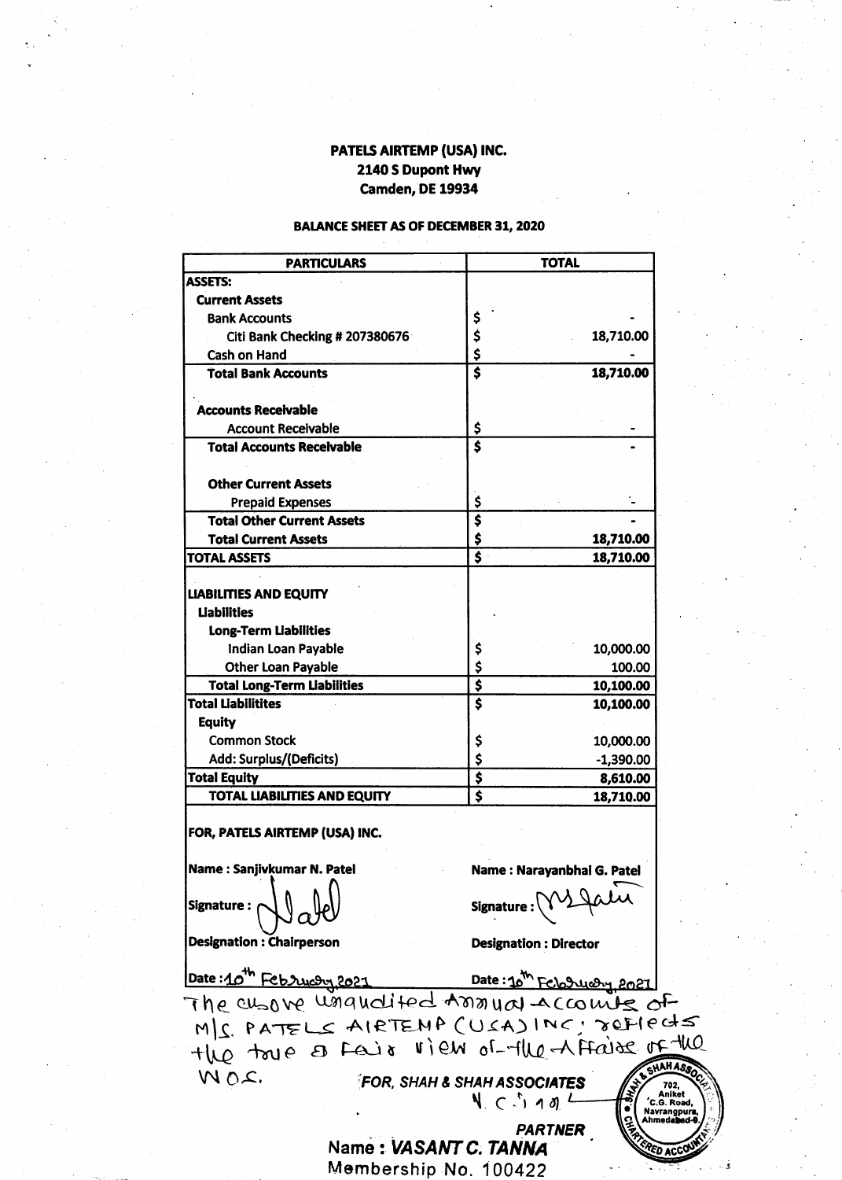**PATELS AIRTEMP (USA) INC.**
**2140 S Dupont Hwy**
**Camden, DE 19934**

**BALANCE SHEET AS OF DECEMBER 31, 2020**

| PARTICULARS | TOTAL |
|---|---|
| **ASSETS:** | |
| **Current Assets** | |
| Bank Accounts | $ - |
| Citi Bank Checking # 207380676 | $ 18,710.00 |
| Cash on Hand | $ - |
| **Total Bank Accounts** | **$ 18,710.00** |
| | |
| **Accounts Receivable** | |
| Account Receivable | $ - |
| **Total Accounts Receivable** | **$ -** |
| | |
| **Other Current Assets** | |
| Prepaid Expenses | $ - |
| **Total Other Current Assets** | **$ -** |
| **Total Current Assets** | **$ 18,710.00** |
| **TOTAL ASSETS** | **$ 18,710.00** |
| | |
| **LIABILITIES AND EQUITY** | |
| **Liabilities** | |
| **Long-Term Liabilities** | |
| Indian Loan Payable | $ 10,000.00 |
| Other Loan Payable | $ 100.00 |
| **Total Long-Term Liabilities** | **$ 10,100.00** |
| **Total Liabilitites** | **$ 10,100.00** |
| **Equity** | |
| Common Stock | $ 10,000.00 |
| Add: Surplus/(Deficits) | $ -1,390.00 |
| **Total Equity** | **$ 8,610.00** |
| **TOTAL LIABILITIES AND EQUITY** | **$ 18,710.00** |

**FOR, PATELS AIRTEMP (USA) INC.**

| | |
|---|---|
| **Name : Sanjivkumar N. Patel** | **Name : Narayanbhai G. Patel** |
| **Signature :** (signed) | **Signature :** (signed) |
| **Designation : Chairperson** | **Designation : Director** |
| **Date :** 10th February 2021 | **Date :** 10th February 2021 |

The above unaudited Annual Accounts of M/S. PATELS AIRTEMP (USA) INC; reflects the true & fair view of the Affairs of the WOS.

*FOR, SHAH & SHAH ASSOCIATES*

*PARTNER*

Name : ***VASANT C. TANNA***
Membership No. 100422

SHAH & SHAH ASSOCIATES, 702, Aniket, C.G. Road, Navrangpura, Ahmedabad-9. CHARTERED ACCOUNTANTS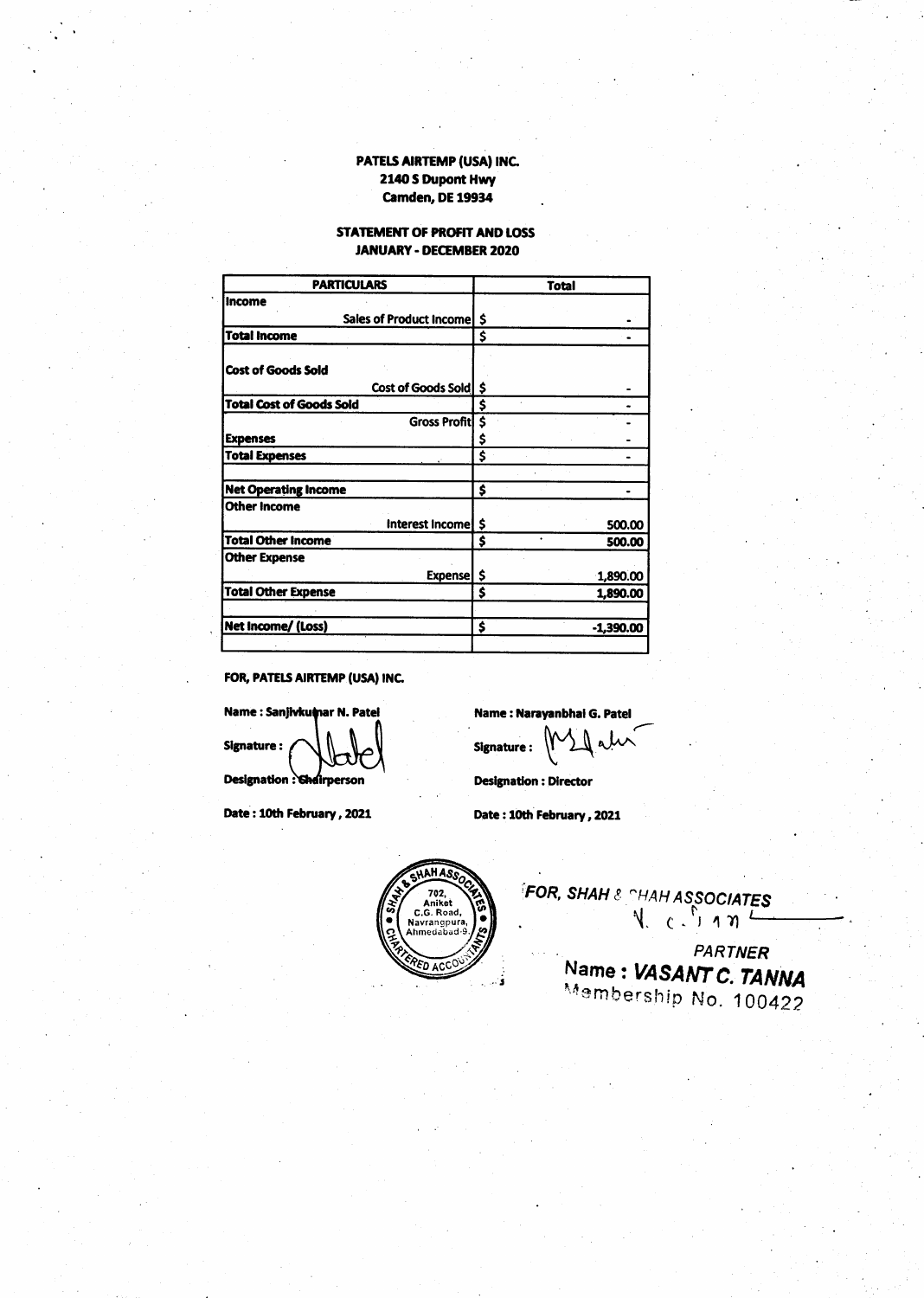**PATELS AIRTEMP (USA) INC.**
**2140 S Dupont Hwy**
**Camden, DE 19934**

**STATEMENT OF PROFIT AND LOSS**
**JANUARY - DECEMBER 2020**

| PARTICULARS | Total |
|---|---|
| **Income** | |
| Sales of Product Income | $ - |
| **Total Income** | $ - |
| **Cost of Goods Sold** | |
| Cost of Goods Sold | $ - |
| **Total Cost of Goods Sold** | $ - |
| Gross Profit | $ - |
| **Expenses** | $ - |
| **Total Expenses** | $ - |
| **Net Operating Income** | $ - |
| **Other Income** | |
| Interest Income | $ 500.00 |
| **Total Other Income** | $ 500.00 |
| **Other Expense** | |
| Expense | $ 1,890.00 |
| **Total Other Expense** | $ 1,890.00 |
| **Net Income/ (Loss)** | $ -1,390.00 |

**FOR, PATELS AIRTEMP (USA) INC.**

**Name : Sanjivkumar N. Patel**
**Signature :**
**Designation : Chairperson**
**Date : 10th February , 2021**

**Name : Narayanbhai G. Patel**
**Signature :**
**Designation : Director**
**Date : 10th February , 2021**

SHAH & SHAH ASSOCIATES CHARTERED ACCOUNTANTS 702, Aniket C.G. Road, Navrangpura, Ahmedabad-9.

*FOR, SHAH & SHAH ASSOCIATES*

*PARTNER*
**Name : *VASANT C. TANNA***
Membership No. 100422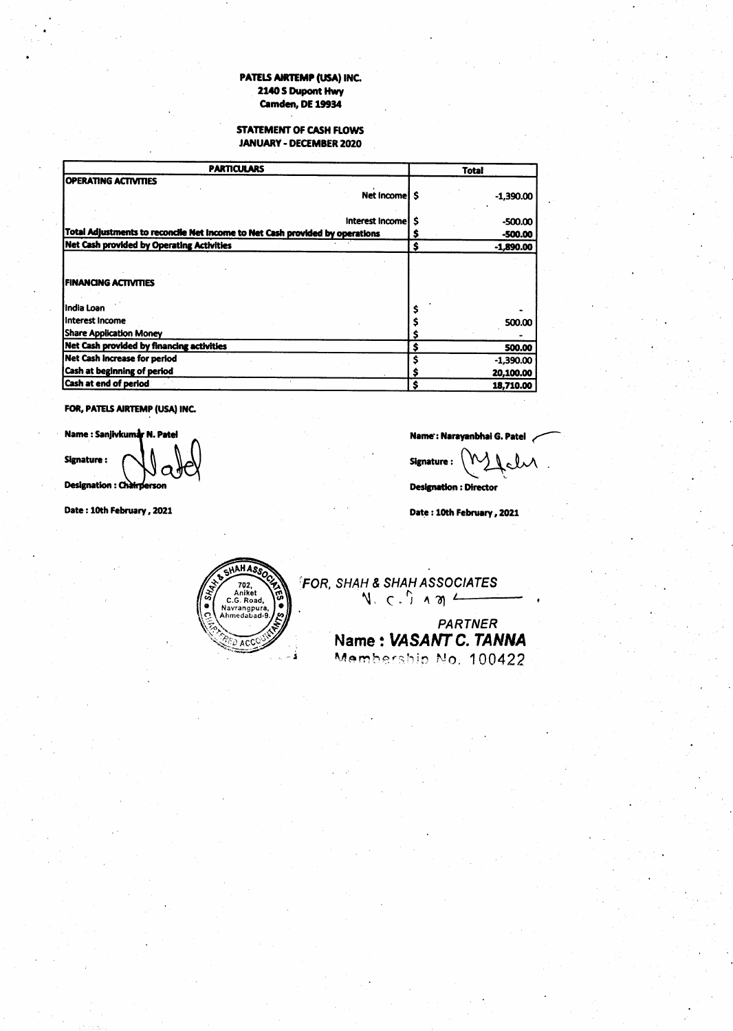**PATELS AIRTEMP (USA) INC.**
**2140 S Dupont Hwy**
**Camden, DE 19934**

**STATEMENT OF CASH FLOWS**
**JANUARY - DECEMBER 2020**

| PARTICULARS | Total |
|---|---|
| **OPERATING ACTIVITIES** | |
| Net Income | $ -1,390.00 |
| Interest Income | $ -500.00 |
| **Total Adjustments to reconcile Net Income to Net Cash provided by operations** | **$ -500.00** |
| **Net Cash provided by Operating Activities** | **$ -1,890.00** |
| | |
| **FINANCING ACTIVITIES** | |
| India Loan | $ - |
| Interest Income | $ 500.00 |
| Share Application Money | $ - |
| **Net Cash provided by financing activities** | **$ 500.00** |
| **Net Cash Increase for period** | **$ -1,390.00** |
| **Cash at beginning of period** | **$ 20,100.00** |
| **Cash at end of period** | **$ 18,710.00** |

**FOR, PATELS AIRTEMP (USA) INC.**

**Name : Sanjivkumar N. Patel**
**Signature :**
**Designation : Chairperson**
**Date : 10th February, 2021**

**Name : Narayanbhai G. Patel**
**Signature :**
**Designation : Director**
**Date : 10th February, 2021**

SHAH & SHAH ASSOCIATES, 702, Aniket, C.G. Road, Navrangpura, Ahmedabad-9. CHARTERED ACCOUNTANTS

*FOR, SHAH & SHAH ASSOCIATES*

*PARTNER*

**Name : *VASANT C. TANNA***

Membership No. 100422